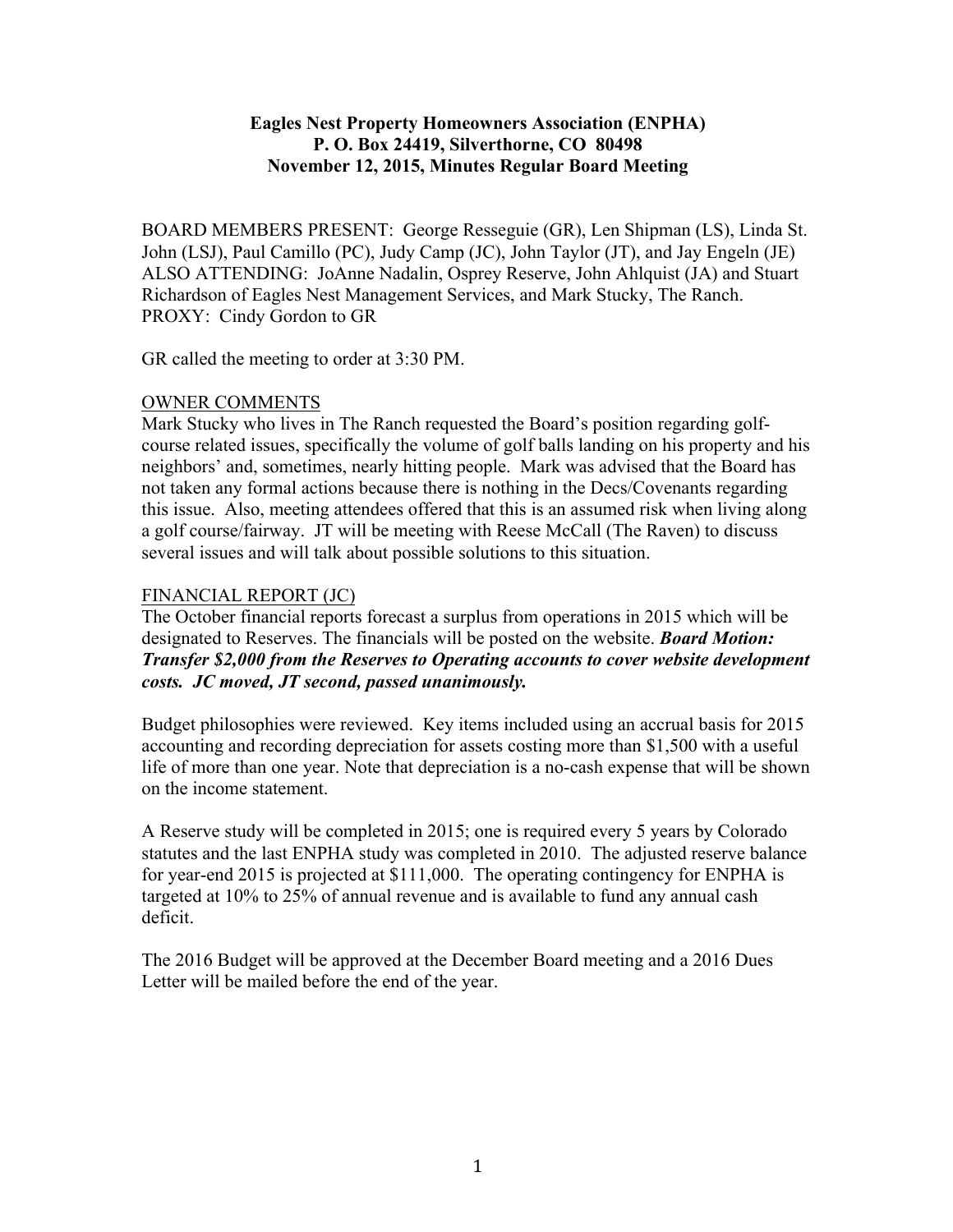**Eagles Nest Property Homeowners Association (ENPHA)**
**P. O. Box 24419, Silverthorne, CO 80498**
**November 12, 2015, Minutes Regular Board Meeting**

BOARD MEMBERS PRESENT: George Resseguie (GR), Len Shipman (LS), Linda St. John (LSJ), Paul Camillo (PC), Judy Camp (JC), John Taylor (JT), and Jay Engeln (JE)
ALSO ATTENDING: JoAnne Nadalin, Osprey Reserve, John Ahlquist (JA) and Stuart Richardson of Eagles Nest Management Services, and Mark Stucky, The Ranch.
PROXY: Cindy Gordon to GR

GR called the meeting to order at 3:30 PM.

OWNER COMMENTS

Mark Stucky who lives in The Ranch requested the Board's position regarding golf-course related issues, specifically the volume of golf balls landing on his property and his neighbors' and, sometimes, nearly hitting people. Mark was advised that the Board has not taken any formal actions because there is nothing in the Decs/Covenants regarding this issue. Also, meeting attendees offered that this is an assumed risk when living along a golf course/fairway. JT will be meeting with Reese McCall (The Raven) to discuss several issues and will talk about possible solutions to this situation.

FINANCIAL REPORT (JC)

The October financial reports forecast a surplus from operations in 2015 which will be designated to Reserves. The financials will be posted on the website. ***Board Motion: Transfer $2,000 from the Reserves to Operating accounts to cover website development costs. JC moved, JT second, passed unanimously.***

Budget philosophies were reviewed. Key items included using an accrual basis for 2015 accounting and recording depreciation for assets costing more than $1,500 with a useful life of more than one year. Note that depreciation is a no-cash expense that will be shown on the income statement.

A Reserve study will be completed in 2015; one is required every 5 years by Colorado statutes and the last ENPHA study was completed in 2010. The adjusted reserve balance for year-end 2015 is projected at $111,000. The operating contingency for ENPHA is targeted at 10% to 25% of annual revenue and is available to fund any annual cash deficit.

The 2016 Budget will be approved at the December Board meeting and a 2016 Dues Letter will be mailed before the end of the year.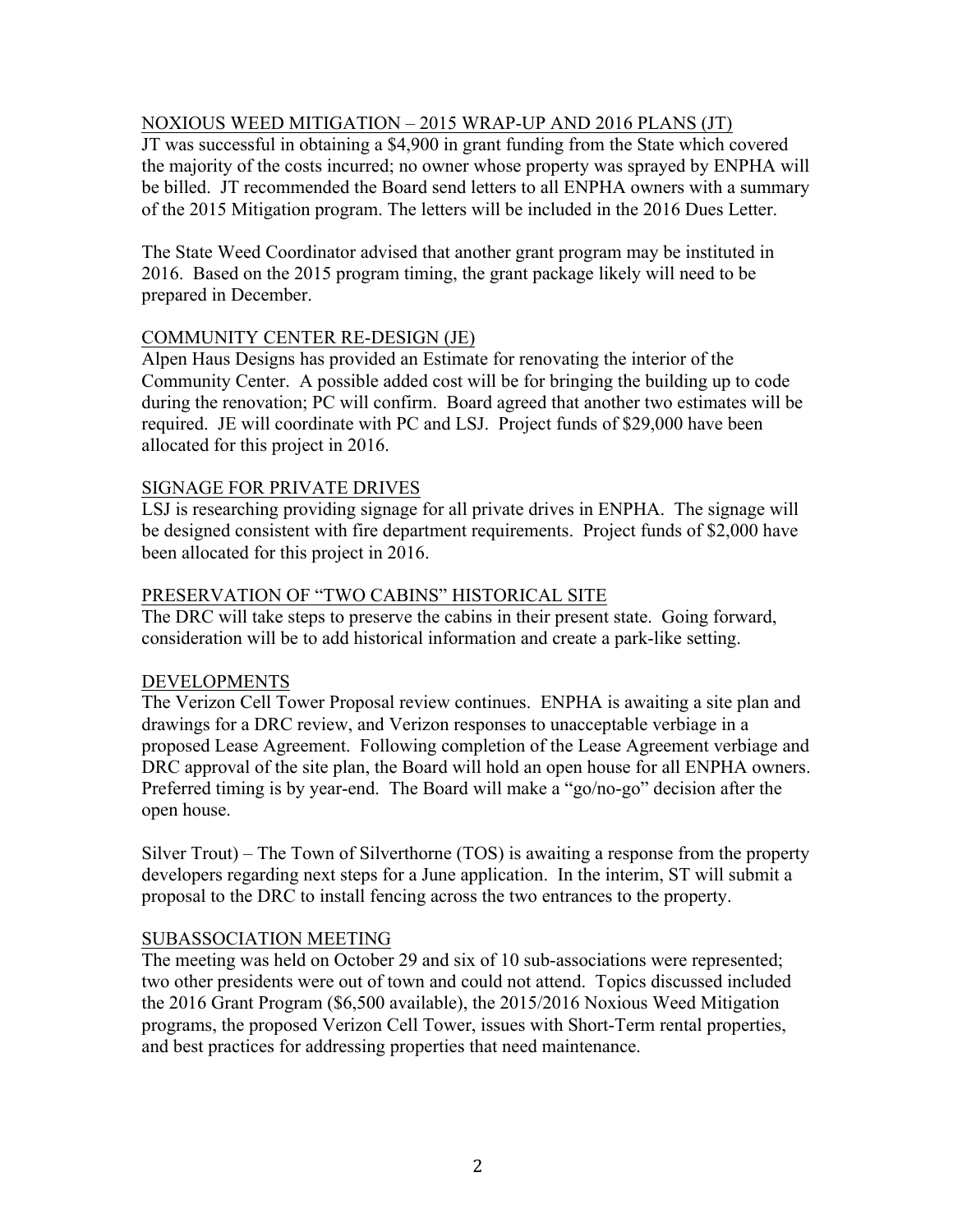## NOXIOUS WEED MITIGATION – 2015 WRAP-UP AND 2016 PLANS (JT)

JT was successful in obtaining a $4,900 in grant funding from the State which covered the majority of the costs incurred; no owner whose property was sprayed by ENPHA will be billed. JT recommended the Board send letters to all ENPHA owners with a summary of the 2015 Mitigation program. The letters will be included in the 2016 Dues Letter.

The State Weed Coordinator advised that another grant program may be instituted in 2016. Based on the 2015 program timing, the grant package likely will need to be prepared in December.

## COMMUNITY CENTER RE-DESIGN (JE)

Alpen Haus Designs has provided an Estimate for renovating the interior of the Community Center. A possible added cost will be for bringing the building up to code during the renovation; PC will confirm. Board agreed that another two estimates will be required. JE will coordinate with PC and LSJ. Project funds of $29,000 have been allocated for this project in 2016.

## SIGNAGE FOR PRIVATE DRIVES

LSJ is researching providing signage for all private drives in ENPHA. The signage will be designed consistent with fire department requirements. Project funds of $2,000 have been allocated for this project in 2016.

## PRESERVATION OF "TWO CABINS" HISTORICAL SITE

The DRC will take steps to preserve the cabins in their present state. Going forward, consideration will be to add historical information and create a park-like setting.

## DEVELOPMENTS

The Verizon Cell Tower Proposal review continues. ENPHA is awaiting a site plan and drawings for a DRC review, and Verizon responses to unacceptable verbiage in a proposed Lease Agreement. Following completion of the Lease Agreement verbiage and DRC approval of the site plan, the Board will hold an open house for all ENPHA owners. Preferred timing is by year-end. The Board will make a "go/no-go" decision after the open house.

Silver Trout) – The Town of Silverthorne (TOS) is awaiting a response from the property developers regarding next steps for a June application. In the interim, ST will submit a proposal to the DRC to install fencing across the two entrances to the property.

## SUBASSOCIATION MEETING

The meeting was held on October 29 and six of 10 sub-associations were represented; two other presidents were out of town and could not attend. Topics discussed included the 2016 Grant Program ($6,500 available), the 2015/2016 Noxious Weed Mitigation programs, the proposed Verizon Cell Tower, issues with Short-Term rental properties, and best practices for addressing properties that need maintenance.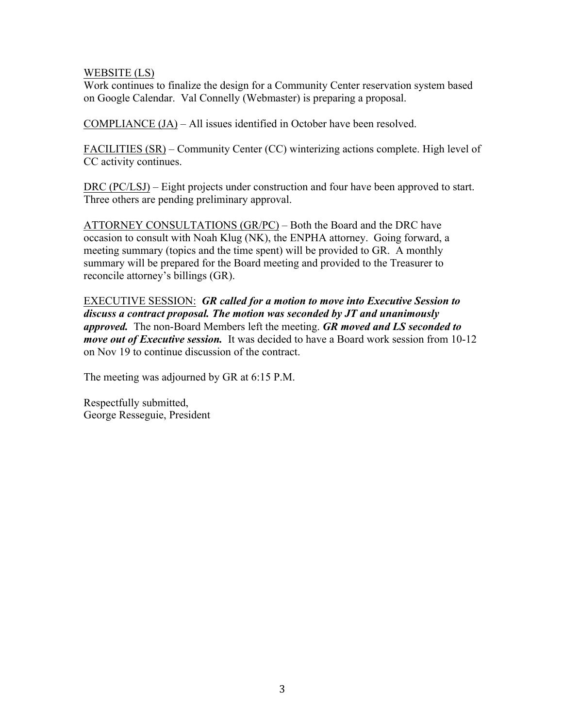WEBSITE (LS)
Work continues to finalize the design for a Community Center reservation system based on Google Calendar. Val Connelly (Webmaster) is preparing a proposal.

COMPLIANCE (JA) – All issues identified in October have been resolved.

FACILITIES (SR) – Community Center (CC) winterizing actions complete. High level of CC activity continues.

DRC (PC/LSJ) – Eight projects under construction and four have been approved to start. Three others are pending preliminary approval.

ATTORNEY CONSULTATIONS (GR/PC) – Both the Board and the DRC have occasion to consult with Noah Klug (NK), the ENPHA attorney. Going forward, a meeting summary (topics and the time spent) will be provided to GR. A monthly summary will be prepared for the Board meeting and provided to the Treasurer to reconcile attorney's billings (GR).

EXECUTIVE SESSION: ***GR called for a motion to move into Executive Session to discuss a contract proposal. The motion was seconded by JT and unanimously approved.*** The non-Board Members left the meeting. ***GR moved and LS seconded to move out of Executive session.*** It was decided to have a Board work session from 10-12 on Nov 19 to continue discussion of the contract.

The meeting was adjourned by GR at 6:15 P.M.

Respectfully submitted,
George Resseguie, President